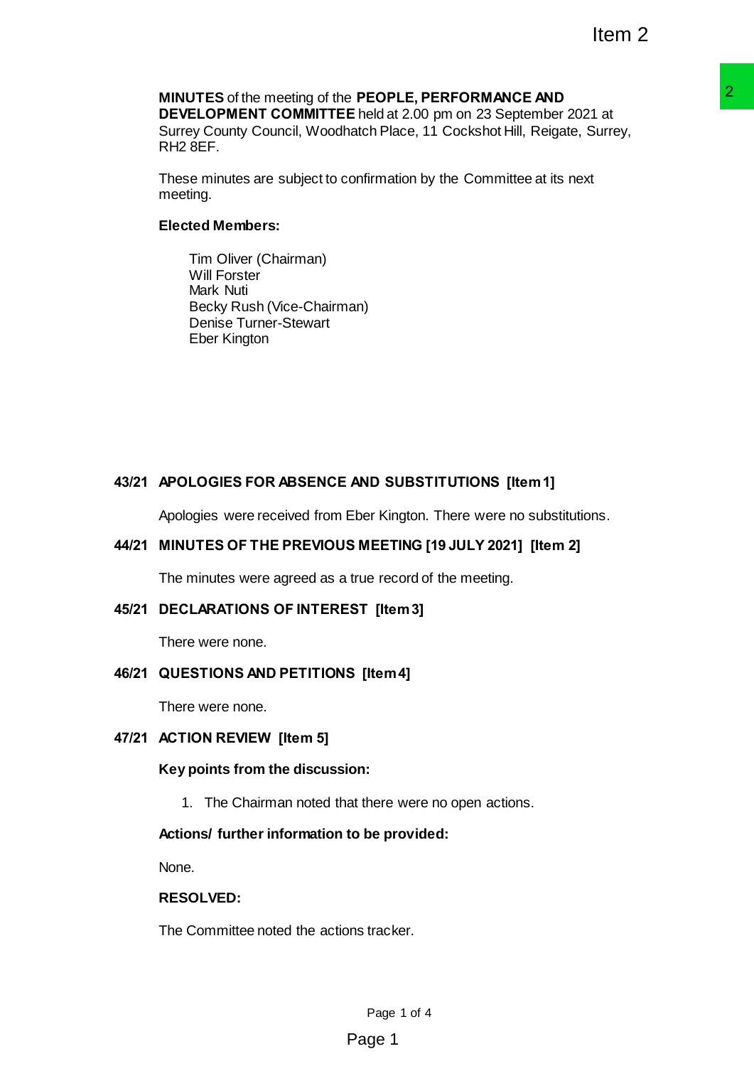**MINUTES** of the meeting of the **PEOPLE, PERFORMANCE AND DEVELOPMENT COMMITTEE** held at 2.00 pm on 23 September 2021 at Surrey County Council, Woodhatch Place, 11 Cockshot Hill, Reigate, Surrey, RH2 8EF.

These minutes are subject to confirmation by the Committee at its next meeting.

**Elected Members:**

Tim Oliver (Chairman)
Will Forster
Mark Nuti
Becky Rush (Vice-Chairman)
Denise Turner-Stewart
Eber Kington

## 43/21 APOLOGIES FOR ABSENCE AND SUBSTITUTIONS [Item 1]

Apologies were received from Eber Kington. There were no substitutions.

## 44/21 MINUTES OF THE PREVIOUS MEETING [19 JULY 2021] [Item 2]

The minutes were agreed as a true record of the meeting.

## 45/21 DECLARATIONS OF INTEREST [Item 3]

There were none.

## 46/21 QUESTIONS AND PETITIONS [Item 4]

There were none.

## 47/21 ACTION REVIEW [Item 5]

**Key points from the discussion:**

1. The Chairman noted that there were no open actions.

**Actions/ further information to be provided:**

None.

**RESOLVED:**

The Committee noted the actions tracker.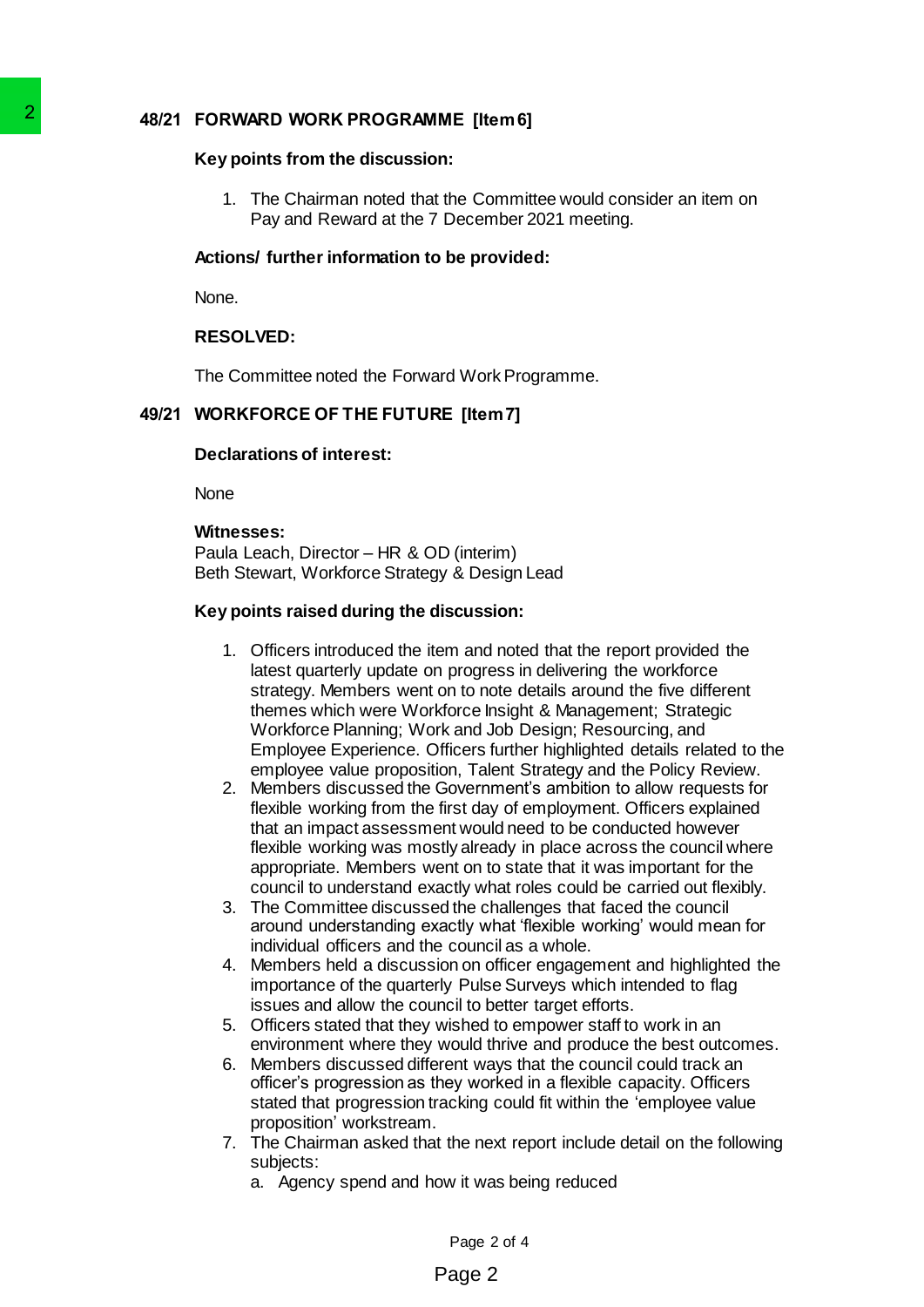## 48/21 FORWARD WORK PROGRAMME [Item 6]

**Key points from the discussion:**

1. The Chairman noted that the Committee would consider an item on Pay and Reward at the 7 December 2021 meeting.

**Actions/ further information to be provided:**

None.

**RESOLVED:**

The Committee noted the Forward Work Programme.

## 49/21 WORKFORCE OF THE FUTURE [Item 7]

**Declarations of interest:**

None

**Witnesses:**
Paula Leach, Director – HR & OD (interim)
Beth Stewart, Workforce Strategy & Design Lead

**Key points raised during the discussion:**

1. Officers introduced the item and noted that the report provided the latest quarterly update on progress in delivering the workforce strategy. Members went on to note details around the five different themes which were Workforce Insight & Management; Strategic Workforce Planning; Work and Job Design; Resourcing, and Employee Experience. Officers further highlighted details related to the employee value proposition, Talent Strategy and the Policy Review.
2. Members discussed the Government's ambition to allow requests for flexible working from the first day of employment. Officers explained that an impact assessment would need to be conducted however flexible working was mostly already in place across the council where appropriate. Members went on to state that it was important for the council to understand exactly what roles could be carried out flexibly.
3. The Committee discussed the challenges that faced the council around understanding exactly what 'flexible working' would mean for individual officers and the council as a whole.
4. Members held a discussion on officer engagement and highlighted the importance of the quarterly Pulse Surveys which intended to flag issues and allow the council to better target efforts.
5. Officers stated that they wished to empower staff to work in an environment where they would thrive and produce the best outcomes.
6. Members discussed different ways that the council could track an officer's progression as they worked in a flexible capacity. Officers stated that progression tracking could fit within the 'employee value proposition' workstream.
7. The Chairman asked that the next report include detail on the following subjects:
   a. Agency spend and how it was being reduced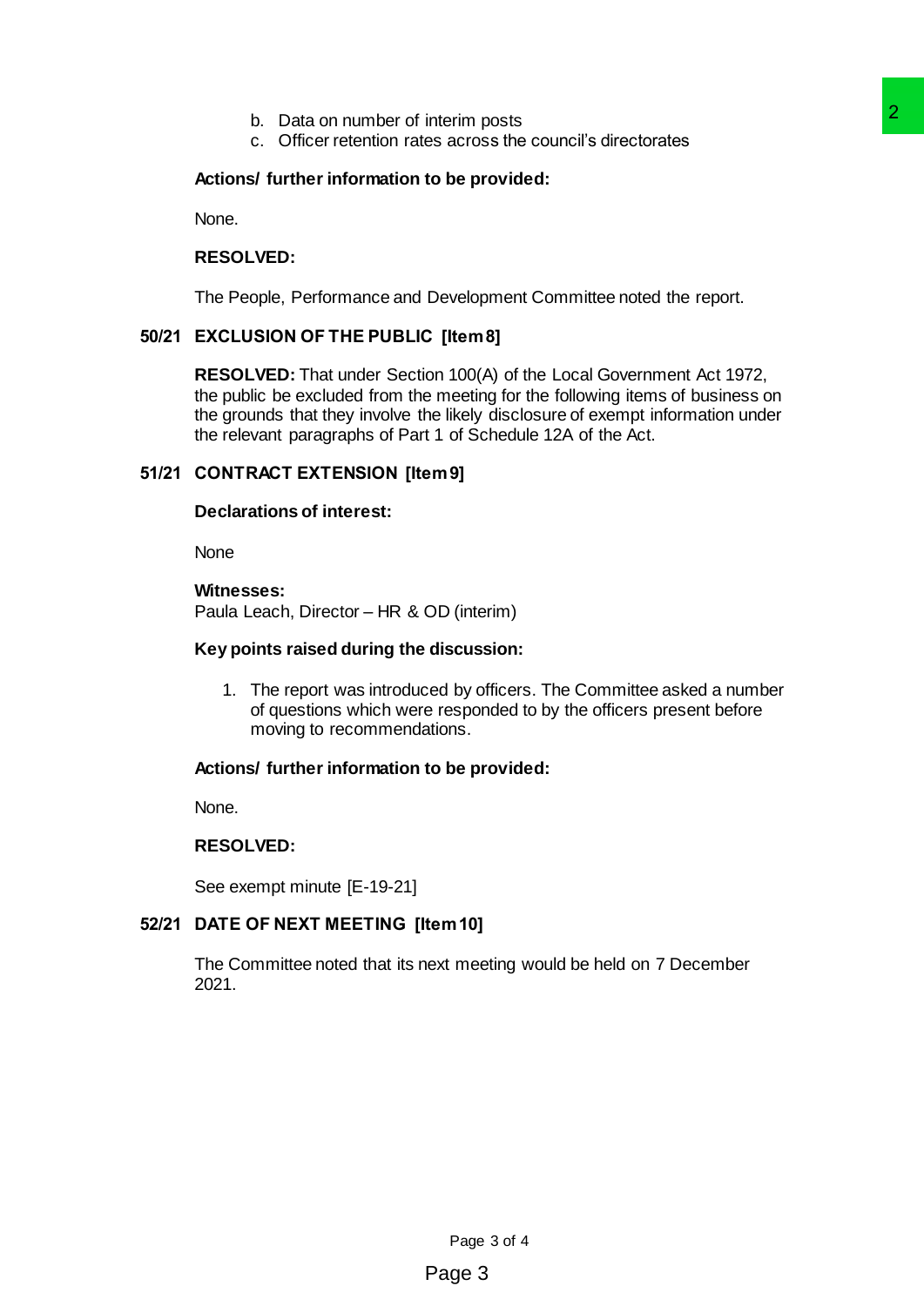b. Data on number of interim posts
   c. Officer retention rates across the council's directorates

**Actions/ further information to be provided:**

None.

**RESOLVED:**

The People, Performance and Development Committee noted the report.

## 50/21 EXCLUSION OF THE PUBLIC [Item 8]

**RESOLVED:** That under Section 100(A) of the Local Government Act 1972, the public be excluded from the meeting for the following items of business on the grounds that they involve the likely disclosure of exempt information under the relevant paragraphs of Part 1 of Schedule 12A of the Act.

## 51/21 CONTRACT EXTENSION [Item 9]

**Declarations of interest:**

None

**Witnesses:**
Paula Leach, Director – HR & OD (interim)

**Key points raised during the discussion:**

1. The report was introduced by officers. The Committee asked a number of questions which were responded to by the officers present before moving to recommendations.

**Actions/ further information to be provided:**

None.

**RESOLVED:**

See exempt minute [E-19-21]

## 52/21 DATE OF NEXT MEETING [Item 10]

The Committee noted that its next meeting would be held on 7 December 2021.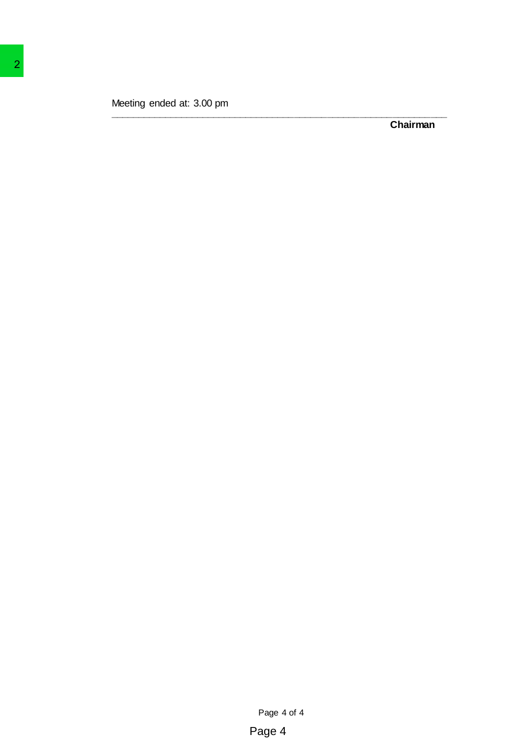Meeting ended at: 3.00 pm

---

**Chairman**